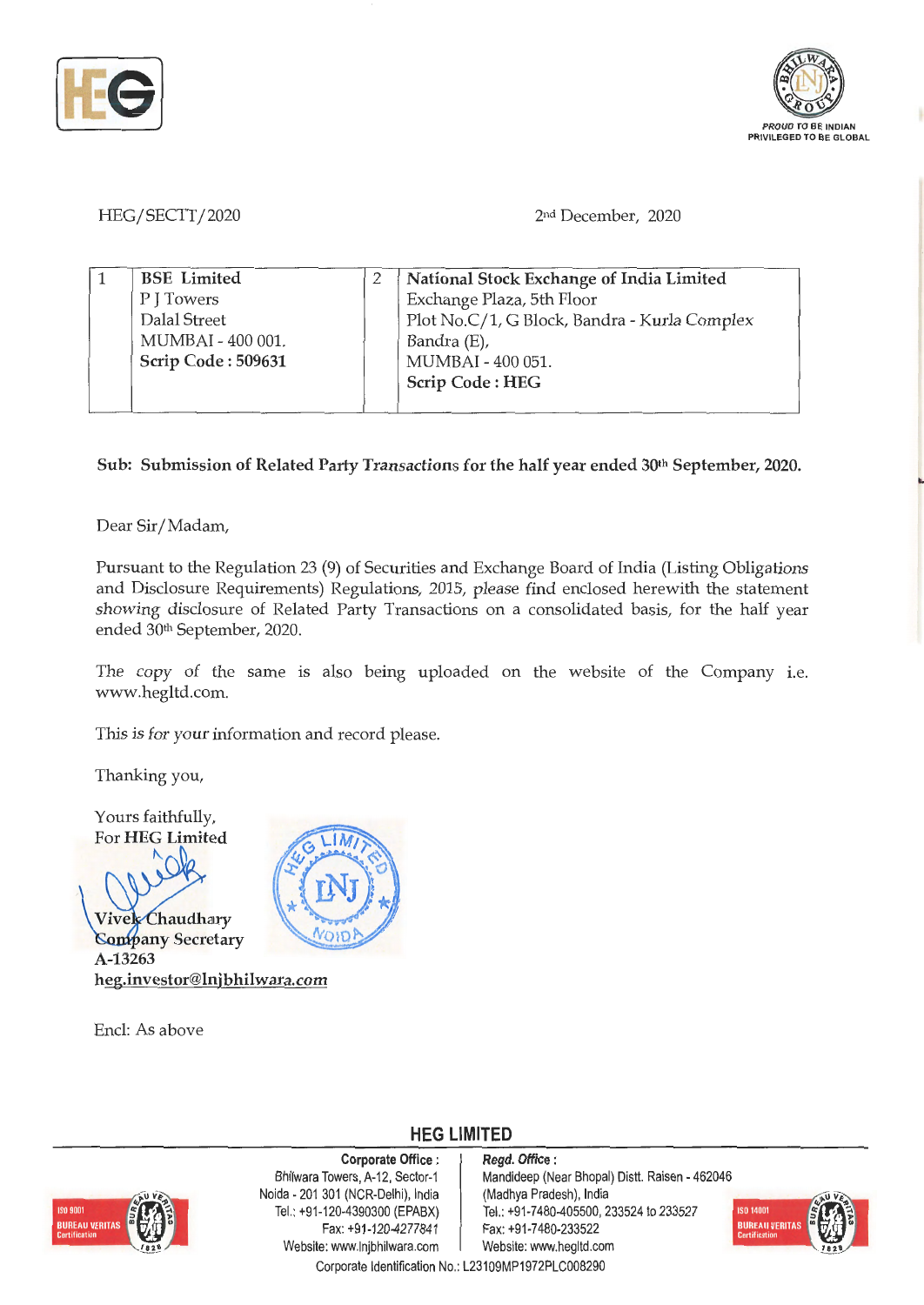HEG/SECTT/2020 2nd December, 2020

| 1 | **BSE Limited**<br>P J Towers<br>Dalal Street<br>MUMBAI - 400 001.<br>**Scrip Code : 509631** | 2 | **National Stock Exchange of India Limited**<br>Exchange Plaza, 5th Floor<br>Plot No.C/1, G Block, Bandra - Kurla Complex<br>Bandra (E),<br>MUMBAI - 400 051.<br>**Scrip Code : HEG** |
|---|---|---|---|

**Sub: Submission of Related Party Transactions for the half year ended 30th September, 2020.**

Dear Sir/Madam,

Pursuant to the Regulation 23 (9) of Securities and Exchange Board of India (Listing Obligations and Disclosure Requirements) Regulations, 2015, please find enclosed herewith the statement showing disclosure of Related Party Transactions on a consolidated basis, for the half year ended 30th September, 2020.

The copy of the same is also being uploaded on the website of the Company i.e. www.hegltd.com.

This is for your information and record please.

Thanking you,

Yours faithfully,
For **HEG Limited**

**Vivek Chaudhary**
**Company Secretary**
**A-13263**
**heg.investor@lnjbhilwara.com**

Encl: As above

**HEG LIMITED**

**Corporate Office :** Bhilwara Towers, A-12, Sector-1, Noida - 201 301 (NCR-Delhi), India. Tel.: +91-120-4390300 (EPABX), Fax: +91-120-4277841, Website: www.lnjbhilwara.com

***Regd. Office :*** Mandideep (Near Bhopal) Distt. Raisen - 462046 (Madhya Pradesh), India. Tel.: +91-7480-405500, 233524 to 233527, Fax: +91-7480-233522, Website: www.hegltd.com

Corporate Identification No.: L23109MP1972PLC008290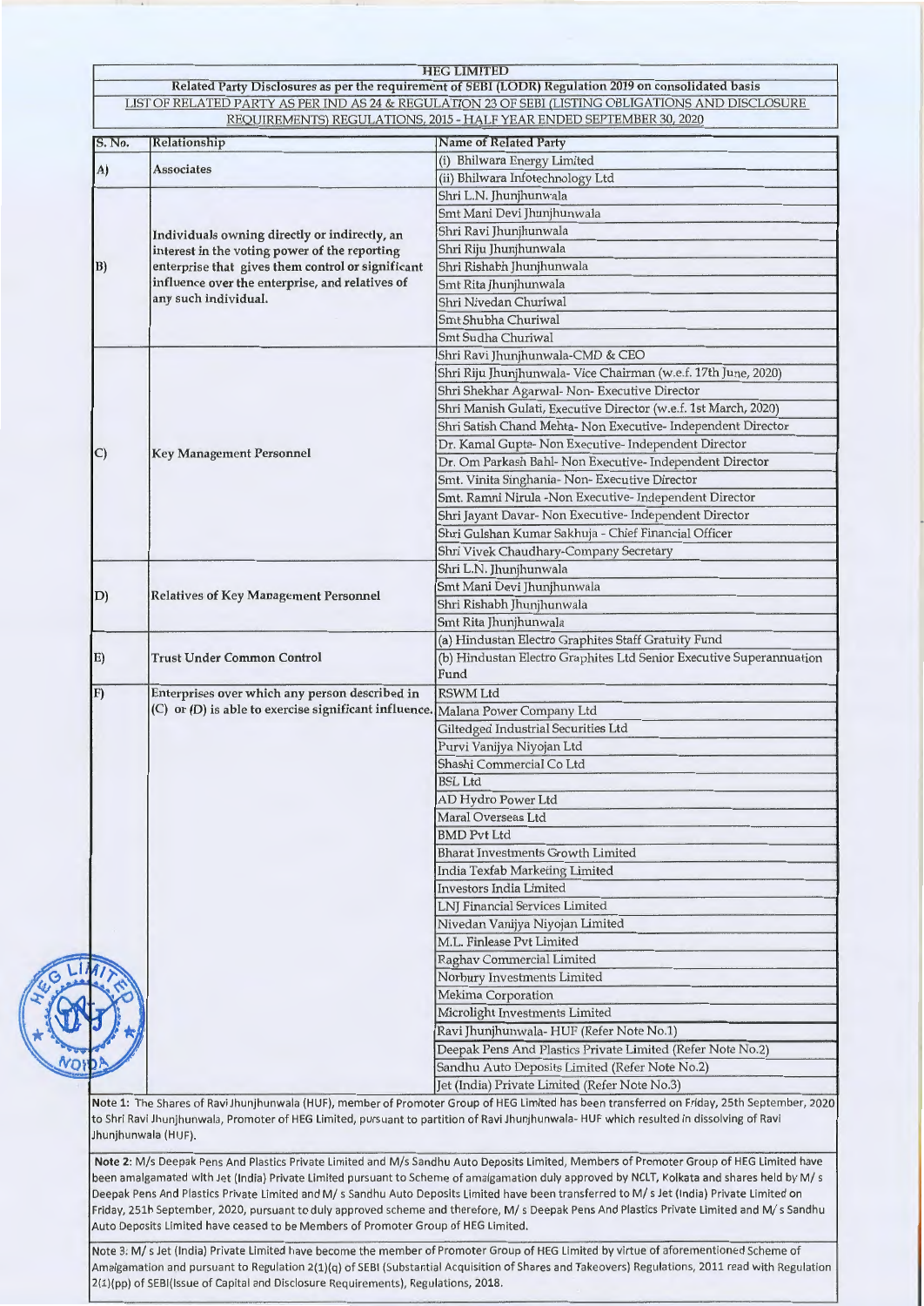**HEG LIMITED**

**Related Party Disclosures as per the requirement of SEBI (LODR) Regulation 2019 on consolidated basis**

LIST OF RELATED PARTY AS PER IND AS 24 & REGULATION 23 OF SEBI (LISTING OBLIGATIONS AND DISCLOSURE REQUIREMENTS) REGULATIONS, 2015 - HALF YEAR ENDED SEPTEMBER 30, 2020

| S. No. | Relationship | Name of Related Party |
|---|---|---|
| A) | Associates | (i) Bhilwara Energy Limited |
| | | (ii) Bhilwara Infotechnology Ltd |
| B) | Individuals owning directly or indirectly, an interest in the voting power of the reporting enterprise that gives them control or significant influence over the enterprise, and relatives of any such individual. | Shri L.N. Jhunjhunwala |
| | | Smt Mani Devi Jhunjhunwala |
| | | Shri Ravi Jhunjhunwala |
| | | Shri Riju Jhunjhunwala |
| | | Shri Rishabh Jhunjhunwala |
| | | Smt Rita Jhunjhunwala |
| | | Shri Nivedan Churiwal |
| | | Smt Shubha Churiwal |
| | | Smt Sudha Churiwal |
| C) | Key Management Personnel | Shri Ravi Jhunjhunwala-CMD & CEO |
| | | Shri Riju Jhunjhunwala- Vice Chairman (w.e.f. 17th June, 2020) |
| | | Shri Shekhar Agarwal- Non- Executive Director |
| | | Shri Manish Gulati, Executive Director (w.e.f. 1st March, 2020) |
| | | Shri Satish Chand Mehta- Non Executive- Independent Director |
| | | Dr. Kamal Gupta- Non Executive- Independent Director |
| | | Dr. Om Parkash Bahl- Non Executive- Independent Director |
| | | Smt. Vinita Singhania- Non- Executive Director |
| | | Smt. Ramni Nirula -Non Executive- Independent Director |
| | | Shri Jayant Davar- Non Executive- Independent Director |
| | | Shri Gulshan Kumar Sakhuja - Chief Financial Officer |
| | | Shri Vivek Chaudhary-Company Secretary |
| D) | Relatives of Key Management Personnel | Shri L.N. Jhunjhunwala |
| | | Smt Mani Devi Jhunjhunwala |
| | | Shri Rishabh Jhunjhunwala |
| | | Smt Rita Jhunjhunwala |
| E) | Trust Under Common Control | (a) Hindustan Electro Graphites Staff Gratuity Fund |
| | | (b) Hindustan Electro Graphites Ltd Senior Executive Superannuation Fund |
| F) | Enterprises over which any person described in (C) or (D) is able to exercise significant influence. | RSWM Ltd |
| | | Malana Power Company Ltd |
| | | Giltedged Industrial Securities Ltd |
| | | Purvi Vanijya Niyojan Ltd |
| | | Shashi Commercial Co Ltd |
| | | BSL Ltd |
| | | AD Hydro Power Ltd |
| | | Maral Overseas Ltd |
| | | BMD Pvt Ltd |
| | | Bharat Investments Growth Limited |
| | | India Texfab Marketing Limited |
| | | Investors India Limited |
| | | LNJ Financial Services Limited |
| | | Nivedan Vanijya Niyojan Limited |
| | | M.L. Finlease Pvt Limited |
| | | Raghav Commercial Limited |
| | | Norbury Investments Limited |
| | | Mekima Corporation |
| | | Microlight Investments Limited |
| | | Ravi Jhunjhunwala- HUF (Refer Note No.1) |
| | | Deepak Pens And Plastics Private Limited (Refer Note No.2) |
| | | Sandhu Auto Deposits Limited (Refer Note No.2) |
| | | Jet (India) Private Limited (Refer Note No.3) |

Note 1: The Shares of Ravi Jhunjhunwala (HUF), member of Promoter Group of HEG Limited has been transferred on Friday, 25th September, 2020 to Shri Ravi Jhunjhunwala, Promoter of HEG Limited, pursuant to partition of Ravi Jhunjhunwala- HUF which resulted in dissolving of Ravi Jhunjhunwala (HUF).

**Note 2:** M/s Deepak Pens And Plastics Private Limited and M/s Sandhu Auto Deposits Limited, Members of Promoter Group of HEG Limited have been amalgamated with Jet (India) Private Limited pursuant to Scheme of amalgamation duly approved by NCLT, Kolkata and shares held by M/ s Deepak Pens And Plastics Private Limited and M/ s Sandhu Auto Deposits Limited have been transferred to M/ s Jet (India) Private Limited on Friday, 25th September, 2020, pursuant to duly approved scheme and therefore, M/ s Deepak Pens And Plastics Private Limited and M/ s Sandhu Auto Deposits Limited have ceased to be Members of Promoter Group of HEG Limited.

Note 3: M/ s Jet (India) Private Limited have become the member of Promoter Group of HEG Limited by virtue of aforementioned Scheme of Amalgamation and pursuant to Regulation 2(1)(q) of SEBI (Substantial Acquisition of Shares and Takeovers) Regulations, 2011 read with Regulation 2(1)(pp) of SEBI(Issue of Capital and Disclosure Requirements), Regulations, 2018.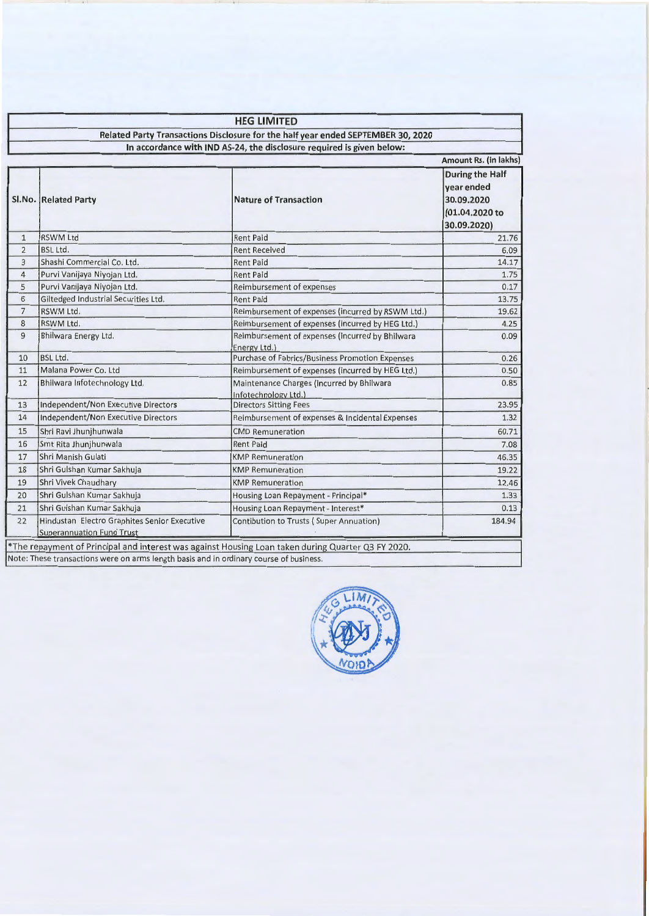# HEG LIMITED

## Related Party Transactions Disclosure for the half year ended SEPTEMBER 30, 2020

### In accordance with IND AS-24, the disclosure required is given below:

Amount Rs. (in lakhs)

| Sl.No. | Related Party | Nature of Transaction | During the Half year ended 30.09.2020 (01.04.2020 to 30.09.2020) |
|---|---|---|---|
| 1 | RSWM Ltd | Rent Paid | 21.76 |
| 2 | BSL Ltd. | Rent Received | 6.09 |
| 3 | Shashi Commercial Co. Ltd. | Rent Paid | 14.17 |
| 4 | Purvi Vanijaya Niyojan Ltd. | Rent Paid | 1.75 |
| 5 | Purvi Vanijaya Niyojan Ltd. | Reimbursement of expenses | 0.17 |
| 6 | Giltedged Industrial Securities Ltd. | Rent Paid | 13.75 |
| 7 | RSWM Ltd. | Reimbursement of expenses (incurred by RSWM Ltd.) | 19.62 |
| 8 | RSWM Ltd. | Reimbursement of expenses (incurred by HEG Ltd.) | 4.25 |
| 9 | Bhilwara Energy Ltd. | Reimbursement of expenses (Incurred by Bhilwara Energy Ltd.) | 0.09 |
| 10 | BSL Ltd. | Purchase of Fabrics/Business Promotion Expenses | 0.26 |
| 11 | Malana Power Co. Ltd | Reimbursement of expenses (incurred by HEG Ltd.) | 0.50 |
| 12 | Bhilwara Infotechnology Ltd. | Maintenance Charges (incurred by Bhilwara Infotechnology Ltd.) | 0.85 |
| 13 | Independent/Non Executive Directors | Directors Sitting Fees | 23.95 |
| 14 | Independent/Non Executive Directors | Reimbursement of expenses & Incidental Expenses | 1.32 |
| 15 | Shri Ravi Jhunjhunwala | CMD Remuneration | 60.71 |
| 16 | Smt Rita Jhunjhunwala | Rent Paid | 7.08 |
| 17 | Shri Manish Gulati | KMP Remuneration | 46.35 |
| 18 | Shri Gulshan Kumar Sakhuja | KMP Remuneration | 19.22 |
| 19 | Shri Vivek Chaudhary | KMP Remuneration | 12.46 |
| 20 | Shri Gulshan Kumar Sakhuja | Housing Loan Repayment - Principal* | 1.33 |
| 21 | Shri Gulshan Kumar Sakhuja | Housing Loan Repayment - Interest* | 0.13 |
| 22 | Hindustan Electro Graphites Senior Executive Superannuation Fund Trust | Contibution to Trusts ( Super Annuation) | 184.94 |

*The repayment of Principal and interest was against Housing Loan taken during Quarter Q3 FY 2020.

Note: These transactions were on arms length basis and in ordinary course of business.